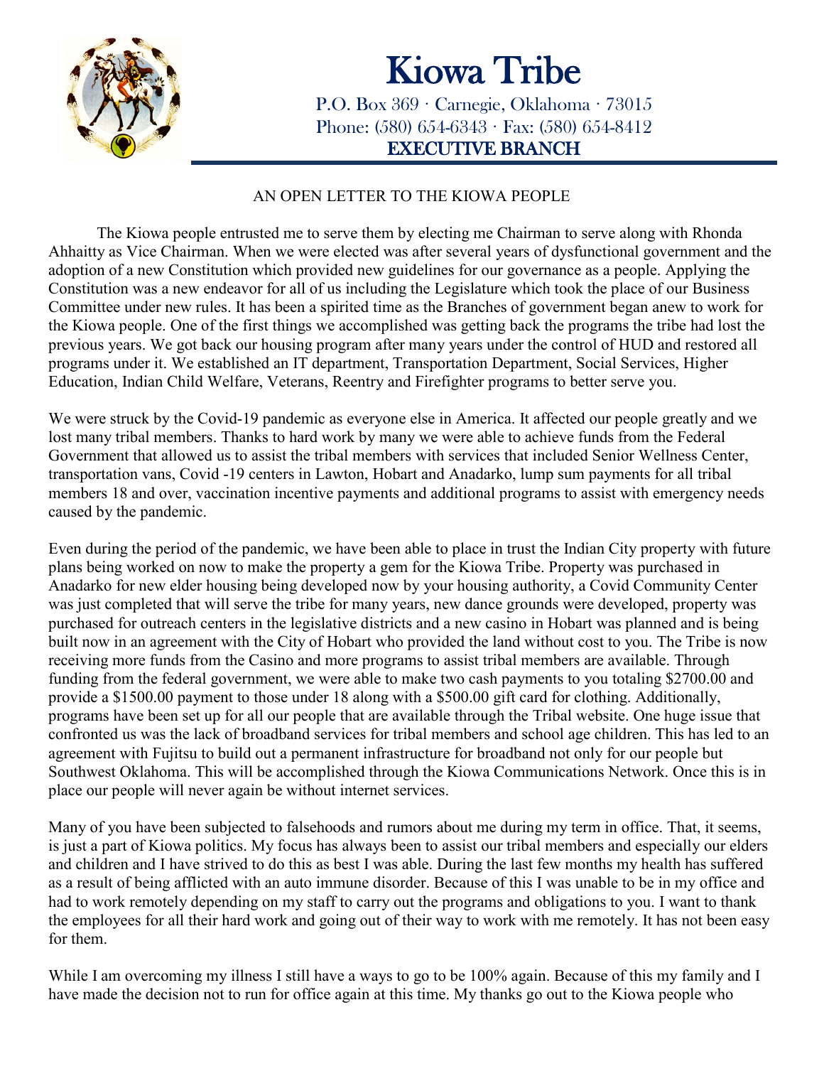# Kiowa Tribe

P.O. Box 369 · Carnegie, Oklahoma · 73015
Phone: (580) 654-6343 · Fax: (580) 654-8412

**EXECUTIVE BRANCH**

AN OPEN LETTER TO THE KIOWA PEOPLE

The Kiowa people entrusted me to serve them by electing me Chairman to serve along with Rhonda Ahhaitty as Vice Chairman. When we were elected was after several years of dysfunctional government and the adoption of a new Constitution which provided new guidelines for our governance as a people. Applying the Constitution was a new endeavor for all of us including the Legislature which took the place of our Business Committee under new rules. It has been a spirited time as the Branches of government began anew to work for the Kiowa people. One of the first things we accomplished was getting back the programs the tribe had lost the previous years. We got back our housing program after many years under the control of HUD and restored all programs under it. We established an IT department, Transportation Department, Social Services, Higher Education, Indian Child Welfare, Veterans, Reentry and Firefighter programs to better serve you.

We were struck by the Covid-19 pandemic as everyone else in America. It affected our people greatly and we lost many tribal members. Thanks to hard work by many we were able to achieve funds from the Federal Government that allowed us to assist the tribal members with services that included Senior Wellness Center, transportation vans, Covid -19 centers in Lawton, Hobart and Anadarko, lump sum payments for all tribal members 18 and over, vaccination incentive payments and additional programs to assist with emergency needs caused by the pandemic.

Even during the period of the pandemic, we have been able to place in trust the Indian City property with future plans being worked on now to make the property a gem for the Kiowa Tribe. Property was purchased in Anadarko for new elder housing being developed now by your housing authority, a Covid Community Center was just completed that will serve the tribe for many years, new dance grounds were developed, property was purchased for outreach centers in the legislative districts and a new casino in Hobart was planned and is being built now in an agreement with the City of Hobart who provided the land without cost to you. The Tribe is now receiving more funds from the Casino and more programs to assist tribal members are available. Through funding from the federal government, we were able to make two cash payments to you totaling $2700.00 and provide a $1500.00 payment to those under 18 along with a $500.00 gift card for clothing. Additionally, programs have been set up for all our people that are available through the Tribal website. One huge issue that confronted us was the lack of broadband services for tribal members and school age children. This has led to an agreement with Fujitsu to build out a permanent infrastructure for broadband not only for our people but Southwest Oklahoma. This will be accomplished through the Kiowa Communications Network. Once this is in place our people will never again be without internet services.

Many of you have been subjected to falsehoods and rumors about me during my term in office. That, it seems, is just a part of Kiowa politics. My focus has always been to assist our tribal members and especially our elders and children and I have strived to do this as best I was able. During the last few months my health has suffered as a result of being afflicted with an auto immune disorder. Because of this I was unable to be in my office and had to work remotely depending on my staff to carry out the programs and obligations to you. I want to thank the employees for all their hard work and going out of their way to work with me remotely. It has not been easy for them.

While I am overcoming my illness I still have a ways to go to be 100% again. Because of this my family and I have made the decision not to run for office again at this time. My thanks go out to the Kiowa people who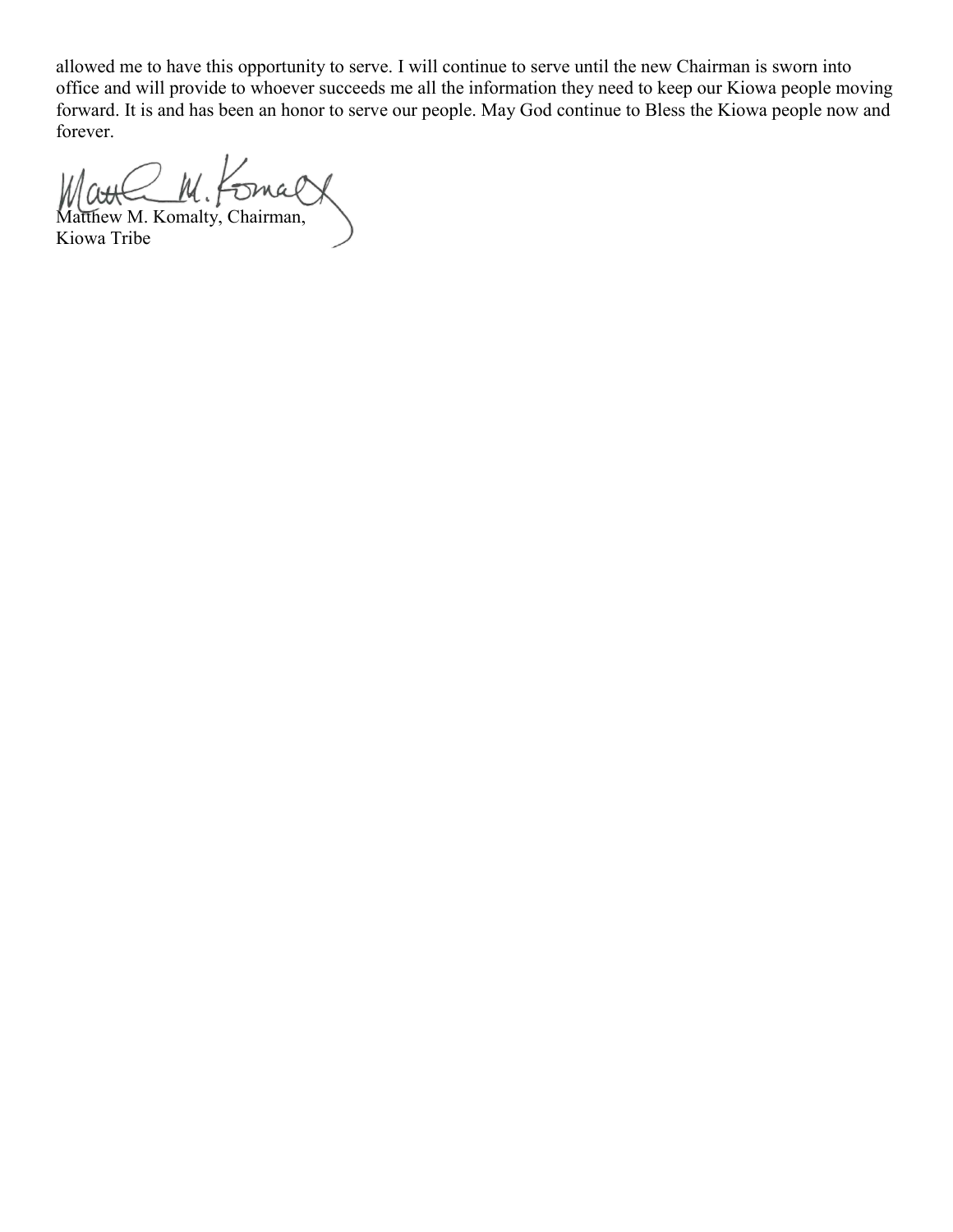allowed me to have this opportunity to serve. I will continue to serve until the new Chairman is sworn into office and will provide to whoever succeeds me all the information they need to keep our Kiowa people moving forward. It is and has been an honor to serve our people. May God continue to Bless the Kiowa people now and forever.

Matthew M. Komalty, Chairman,  
Kiowa Tribe